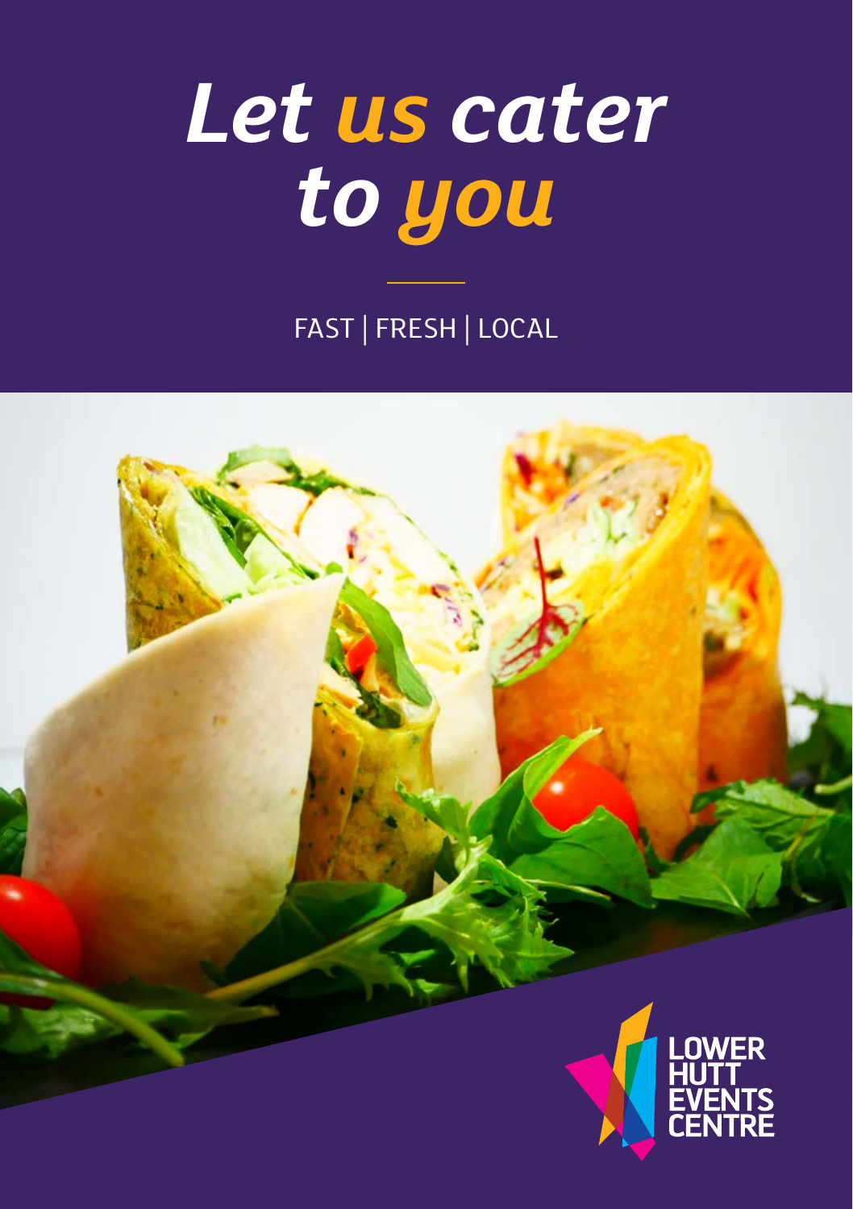# *Let us cater to you*

FAST | FRESH | LOCAL

LOWER HUTT EVENTS CENTRE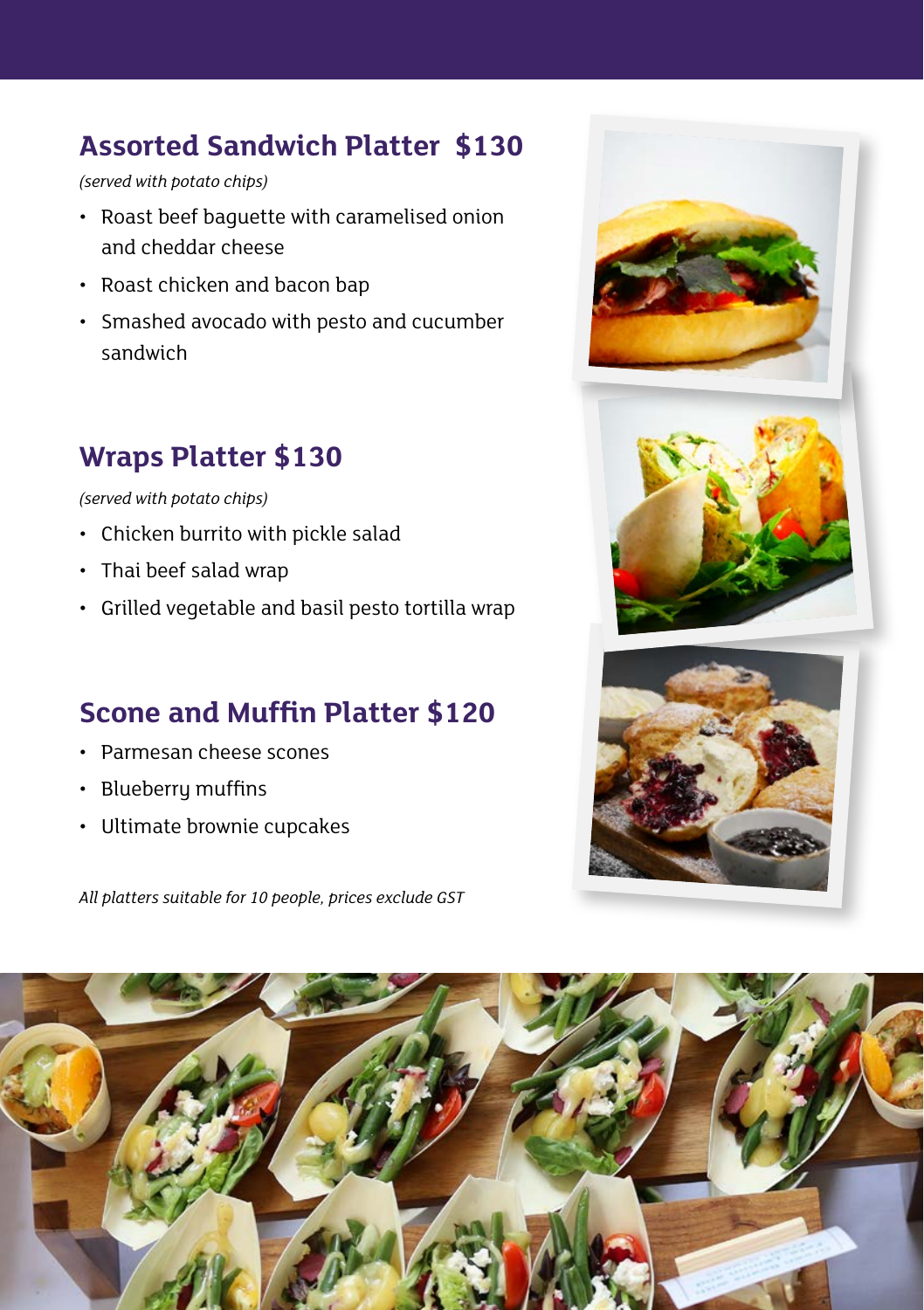## Assorted Sandwich Platter $130

*(served with potato chips)*

- Roast beef baguette with caramelised onion and cheddar cheese
- Roast chicken and bacon bap
- Smashed avocado with pesto and cucumber sandwich

## Wraps Platter $130

*(served with potato chips)*

- Chicken burrito with pickle salad
- Thai beef salad wrap
- Grilled vegetable and basil pesto tortilla wrap

## Scone and Muffin Platter $120

- Parmesan cheese scones
- Blueberry muffins
- Ultimate brownie cupcakes

*All platters suitable for 10 people, prices exclude GST*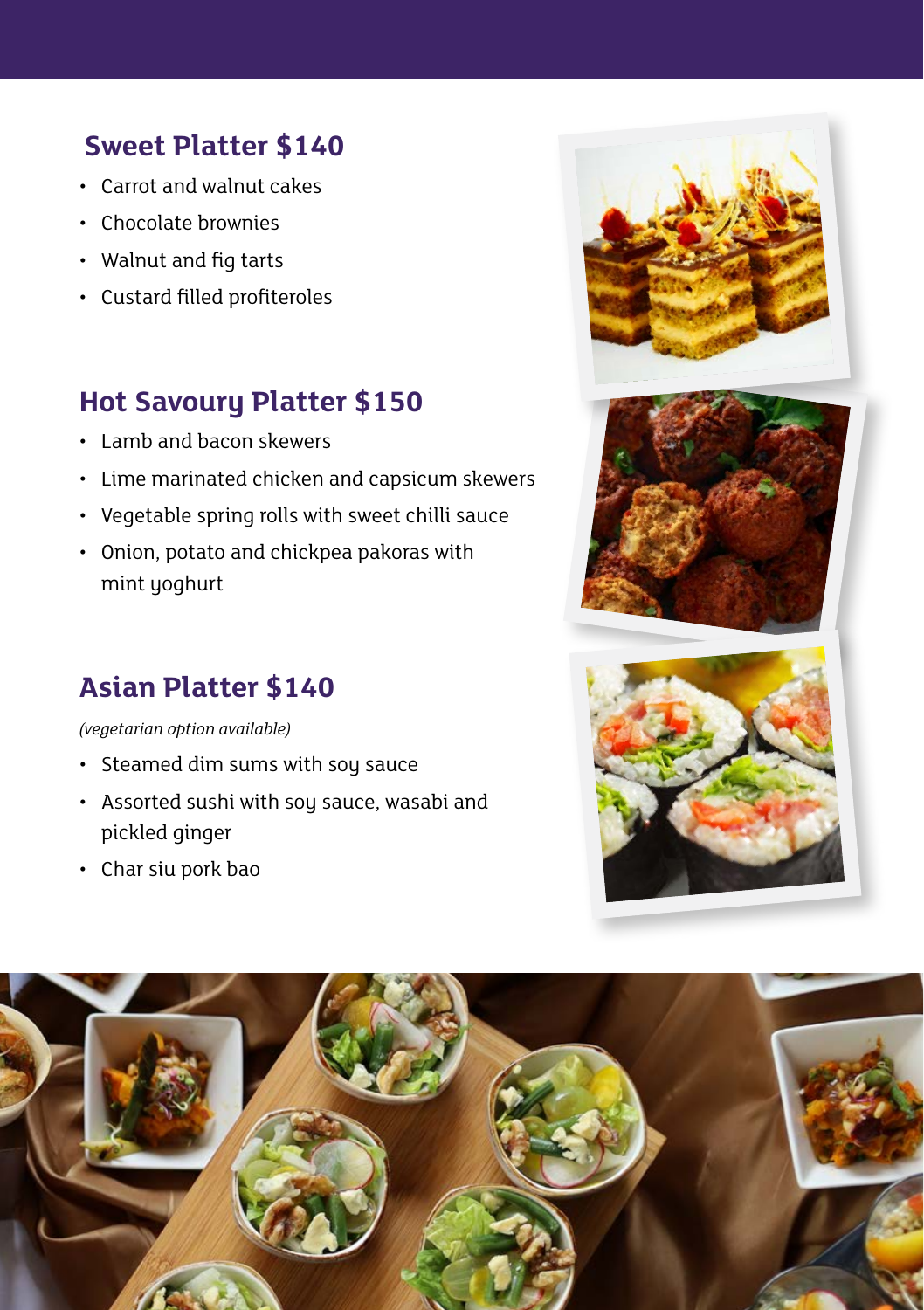## Sweet Platter $140

- Carrot and walnut cakes
- Chocolate brownies
- Walnut and fig tarts
- Custard filled profiteroles

## Hot Savoury Platter $150

- Lamb and bacon skewers
- Lime marinated chicken and capsicum skewers
- Vegetable spring rolls with sweet chilli sauce
- Onion, potato and chickpea pakoras with mint yoghurt

## Asian Platter $140

*(vegetarian option available)*

- Steamed dim sums with soy sauce
- Assorted sushi with soy sauce, wasabi and pickled ginger
- Char siu pork bao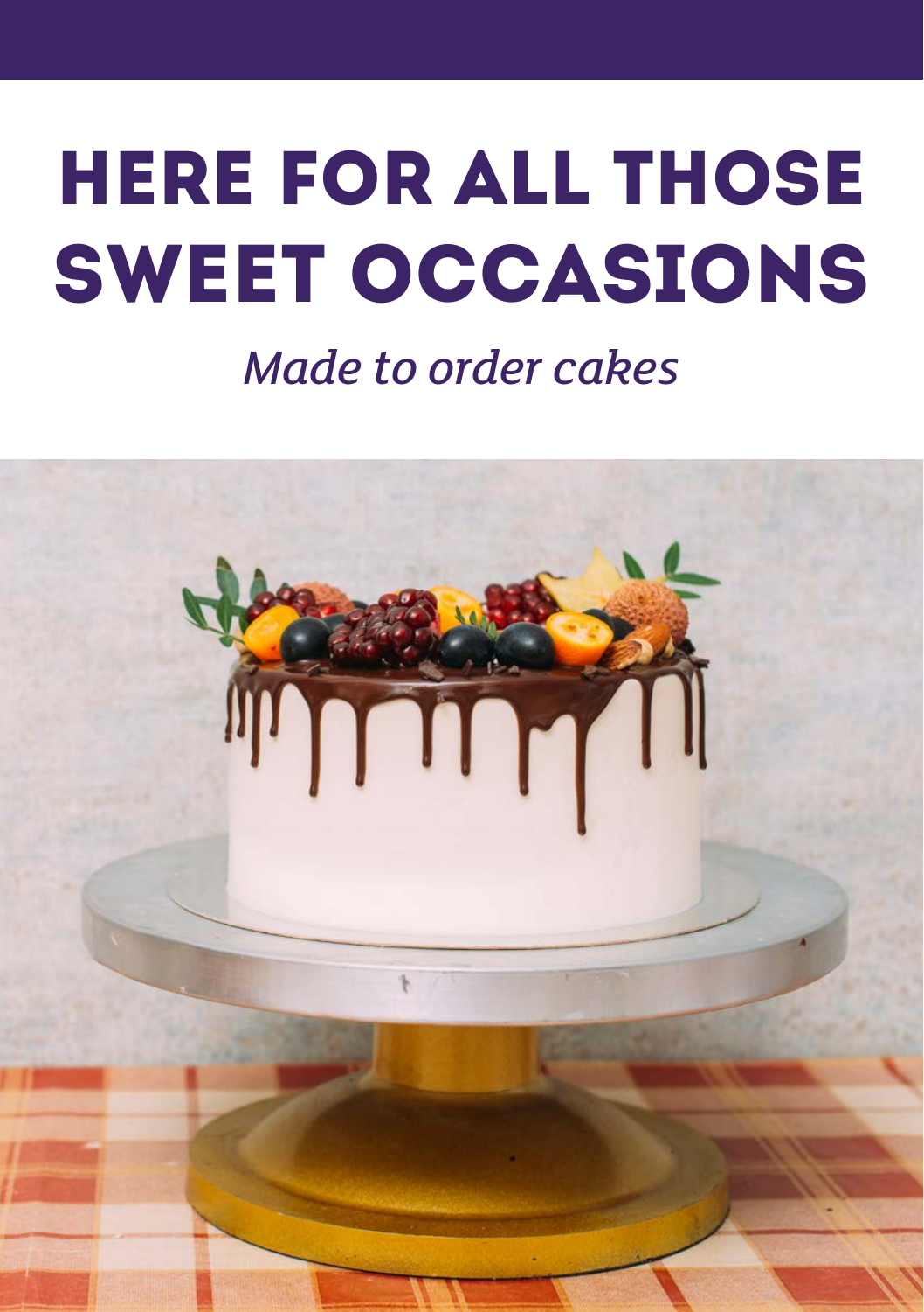# HERE FOR ALL THOSE SWEET OCCASIONS

*Made to order cakes*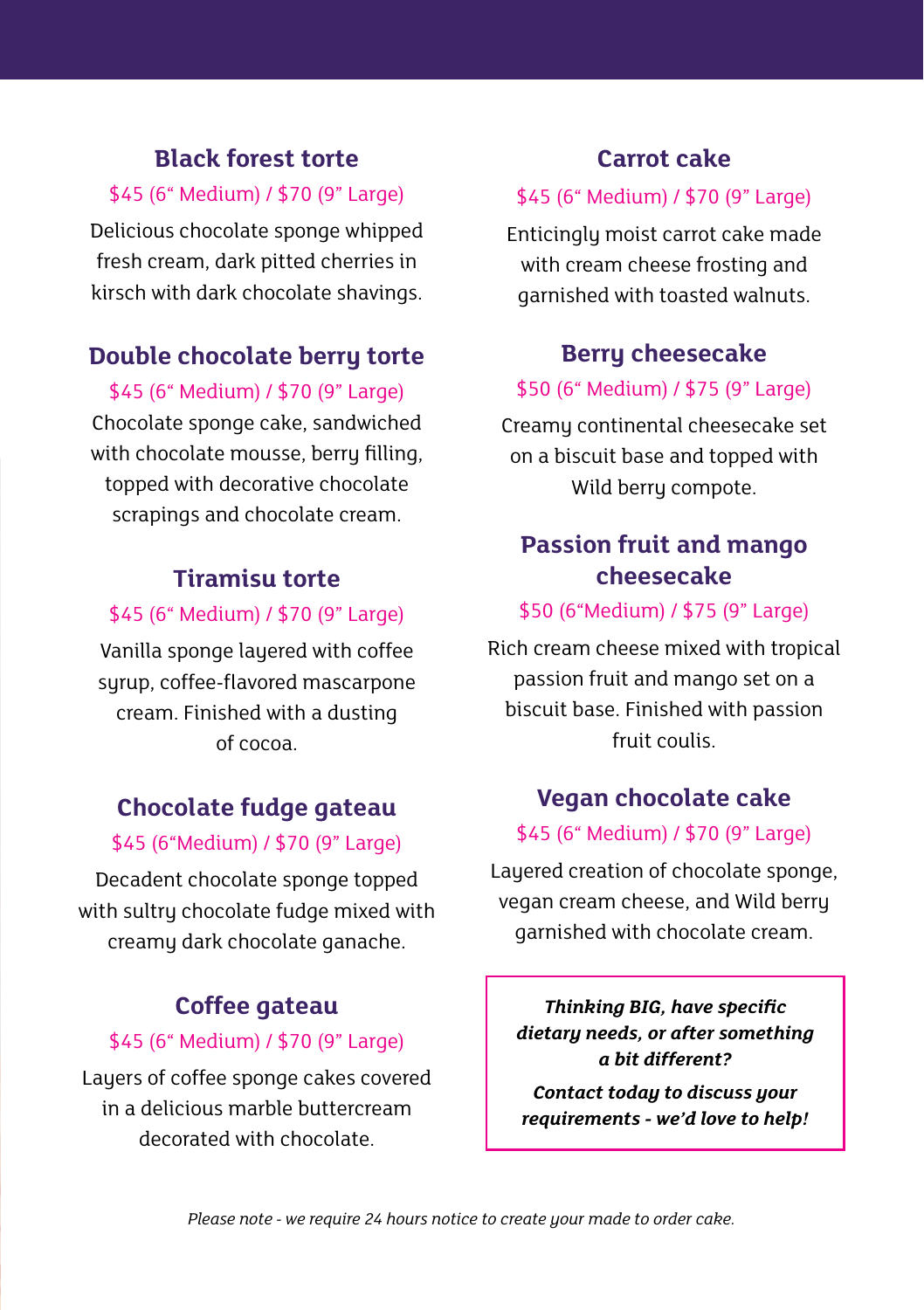### Black forest torte

$45 (6“ Medium) / $70 (9” Large)

Delicious chocolate sponge whipped fresh cream, dark pitted cherries in kirsch with dark chocolate shavings.

### Double chocolate berry torte

$45 (6“ Medium) / $70 (9” Large)

Chocolate sponge cake, sandwiched with chocolate mousse, berry filling, topped with decorative chocolate scrapings and chocolate cream.

### Tiramisu torte

$45 (6“ Medium) / $70 (9” Large)

Vanilla sponge layered with coffee syrup, coffee-flavored mascarpone cream. Finished with a dusting of cocoa.

### Chocolate fudge gateau

$45 (6“Medium) / $70 (9” Large)

Decadent chocolate sponge topped with sultry chocolate fudge mixed with creamy dark chocolate ganache.

### Coffee gateau

$45 (6“ Medium) / $70 (9” Large)

Layers of coffee sponge cakes covered in a delicious marble buttercream decorated with chocolate.

### Carrot cake

$45 (6“ Medium) / $70 (9” Large)

Enticingly moist carrot cake made with cream cheese frosting and garnished with toasted walnuts.

### Berry cheesecake

$50 (6“ Medium) / $75 (9” Large)

Creamy continental cheesecake set on a biscuit base and topped with Wild berry compote.

### Passion fruit and mango cheesecake

$50 (6“Medium) / $75 (9” Large)

Rich cream cheese mixed with tropical passion fruit and mango set on a biscuit base. Finished with passion fruit coulis.

### Vegan chocolate cake

$45 (6“ Medium) / $70 (9” Large)

Layered creation of chocolate sponge, vegan cream cheese, and Wild berry garnished with chocolate cream.

***Thinking BIG, have specific dietary needs, or after something a bit different?***

***Contact today to discuss your requirements - we’d love to help!***

*Please note - we require 24 hours notice to create your made to order cake.*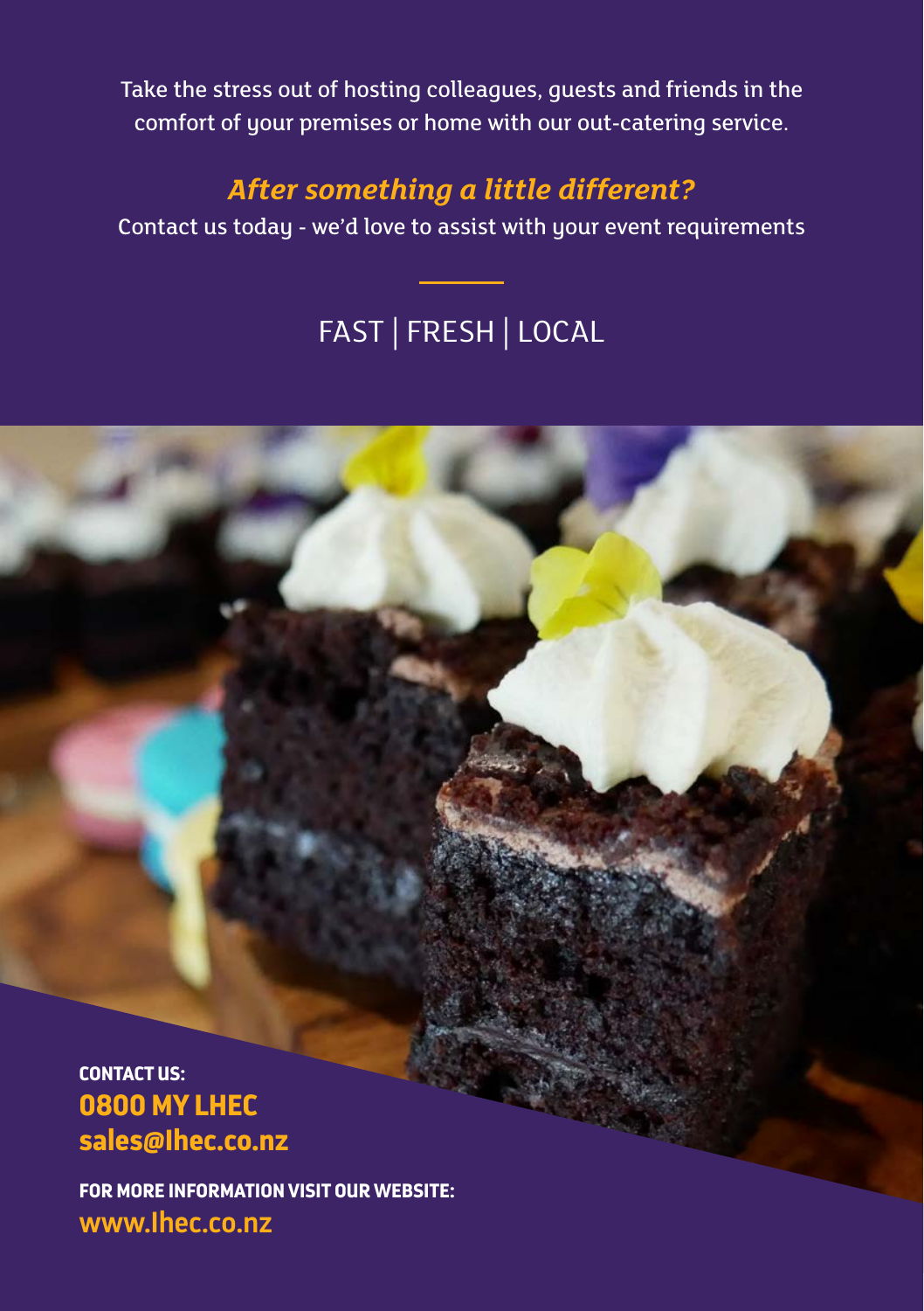Take the stress out of hosting colleagues, guests and friends in the comfort of your premises or home with our out-catering service.

## *After something a little different?*

Contact us today - we'd love to assist with your event requirements

FAST | FRESH | LOCAL

**CONTACT US:**

**0800 MY LHEC**

**sales@lhec.co.nz**

**FOR MORE INFORMATION VISIT OUR WEBSITE:**

**www.lhec.co.nz**